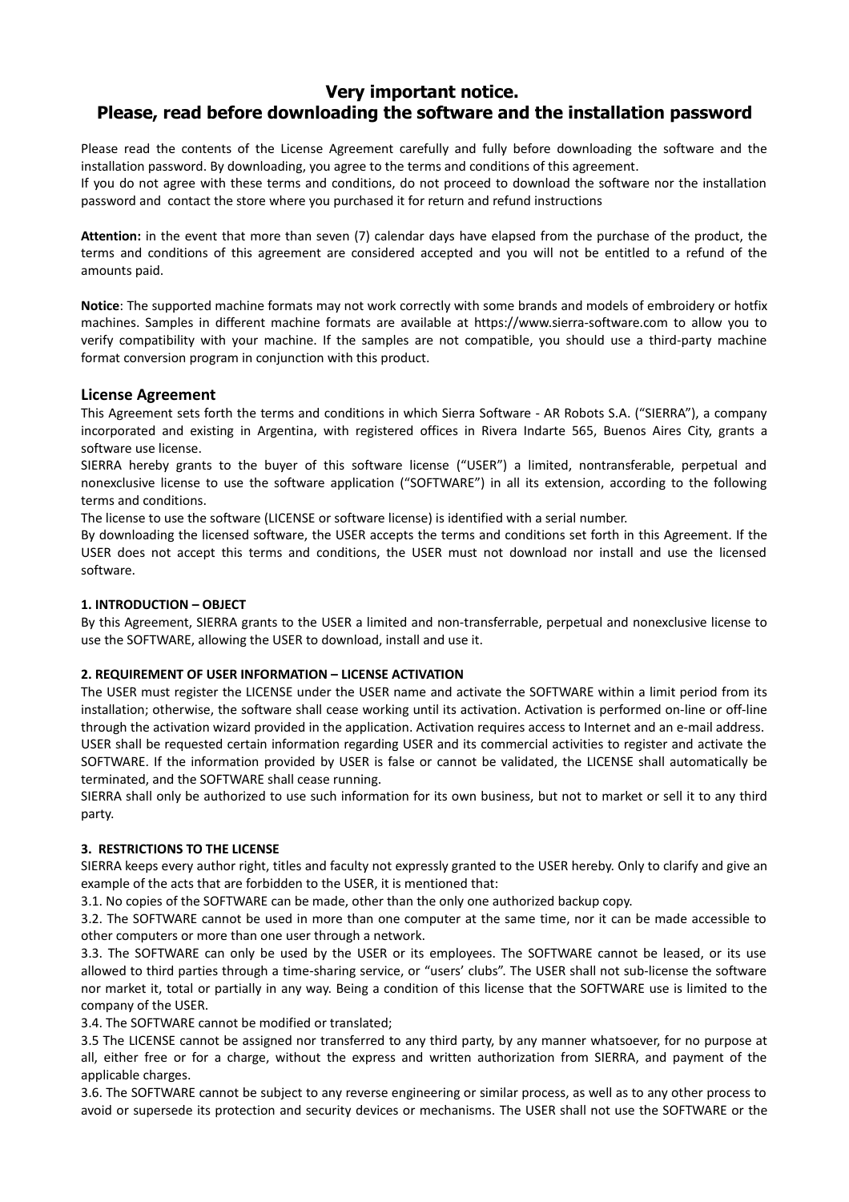# Very important notice.
# Please, read before downloading the software and the installation password

Please read the contents of the License Agreement carefully and fully before downloading the software and the installation password. By downloading, you agree to the terms and conditions of this agreement.
If you do not agree with these terms and conditions, do not proceed to download the software nor the installation password and contact the store where you purchased it for return and refund instructions

**Attention:** in the event that more than seven (7) calendar days have elapsed from the purchase of the product, the terms and conditions of this agreement are considered accepted and you will not be entitled to a refund of the amounts paid.

**Notice**: The supported machine formats may not work correctly with some brands and models of embroidery or hotfix machines. Samples in different machine formats are available at https://www.sierra-software.com to allow you to verify compatibility with your machine. If the samples are not compatible, you should use a third-party machine format conversion program in conjunction with this product.

## License Agreement

This Agreement sets forth the terms and conditions in which Sierra Software - AR Robots S.A. ("SIERRA"), a company incorporated and existing in Argentina, with registered offices in Rivera Indarte 565, Buenos Aires City, grants a software use license.
SIERRA hereby grants to the buyer of this software license ("USER") a limited, nontransferable, perpetual and nonexclusive license to use the software application ("SOFTWARE") in all its extension, according to the following terms and conditions.
The license to use the software (LICENSE or software license) is identified with a serial number.
By downloading the licensed software, the USER accepts the terms and conditions set forth in this Agreement. If the USER does not accept this terms and conditions, the USER must not download nor install and use the licensed software.

### 1. INTRODUCTION – OBJECT

By this Agreement, SIERRA grants to the USER a limited and non-transferrable, perpetual and nonexclusive license to use the SOFTWARE, allowing the USER to download, install and use it.

### 2. REQUIREMENT OF USER INFORMATION – LICENSE ACTIVATION

The USER must register the LICENSE under the USER name and activate the SOFTWARE within a limit period from its installation; otherwise, the software shall cease working until its activation. Activation is performed on-line or off-line through the activation wizard provided in the application. Activation requires access to Internet and an e-mail address.
USER shall be requested certain information regarding USER and its commercial activities to register and activate the SOFTWARE. If the information provided by USER is false or cannot be validated, the LICENSE shall automatically be terminated, and the SOFTWARE shall cease running.
SIERRA shall only be authorized to use such information for its own business, but not to market or sell it to any third party.

### 3. RESTRICTIONS TO THE LICENSE

SIERRA keeps every author right, titles and faculty not expressly granted to the USER hereby. Only to clarify and give an example of the acts that are forbidden to the USER, it is mentioned that:
3.1. No copies of the SOFTWARE can be made, other than the only one authorized backup copy.
3.2. The SOFTWARE cannot be used in more than one computer at the same time, nor it can be made accessible to other computers or more than one user through a network.
3.3. The SOFTWARE can only be used by the USER or its employees. The SOFTWARE cannot be leased, or its use allowed to third parties through a time-sharing service, or "users' clubs". The USER shall not sub-license the software nor market it, total or partially in any way. Being a condition of this license that the SOFTWARE use is limited to the company of the USER.
3.4. The SOFTWARE cannot be modified or translated;
3.5 The LICENSE cannot be assigned nor transferred to any third party, by any manner whatsoever, for no purpose at all, either free or for a charge, without the express and written authorization from SIERRA, and payment of the applicable charges.
3.6. The SOFTWARE cannot be subject to any reverse engineering or similar process, as well as to any other process to avoid or supersede its protection and security devices or mechanisms. The USER shall not use the SOFTWARE or the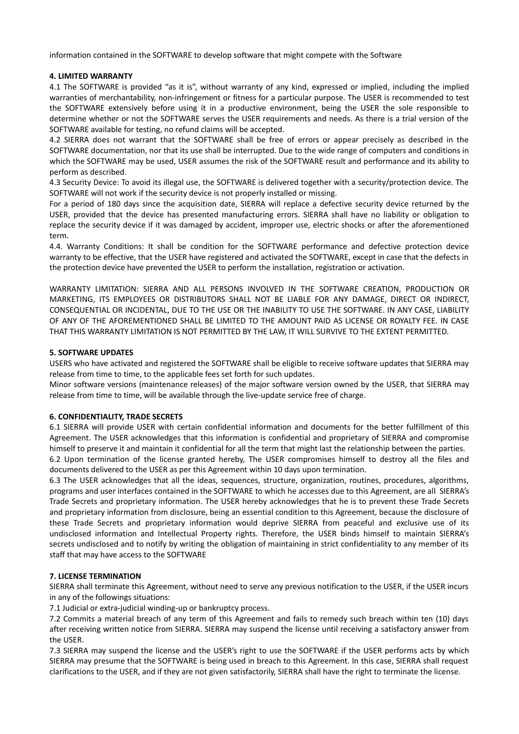information contained in the SOFTWARE to develop software that might compete with the Software

**4. LIMITED WARRANTY**

4.1 The SOFTWARE is provided "as it is", without warranty of any kind, expressed or implied, including the implied warranties of merchantability, non-infringement or fitness for a particular purpose. The USER is recommended to test the SOFTWARE extensively before using it in a productive environment, being the USER the sole responsible to determine whether or not the SOFTWARE serves the USER requirements and needs. As there is a trial version of the SOFTWARE available for testing, no refund claims will be accepted.

4.2 SIERRA does not warrant that the SOFTWARE shall be free of errors or appear precisely as described in the SOFTWARE documentation, nor that its use shall be interrupted. Due to the wide range of computers and conditions in which the SOFTWARE may be used, USER assumes the risk of the SOFTWARE result and performance and its ability to perform as described.

4.3 Security Device: To avoid its illegal use, the SOFTWARE is delivered together with a security/protection device. The SOFTWARE will not work if the security device is not properly installed or missing.

For a period of 180 days since the acquisition date, SIERRA will replace a defective security device returned by the USER, provided that the device has presented manufacturing errors. SIERRA shall have no liability or obligation to replace the security device if it was damaged by accident, improper use, electric shocks or after the aforementioned term.

4.4. Warranty Conditions: It shall be condition for the SOFTWARE performance and defective protection device warranty to be effective, that the USER have registered and activated the SOFTWARE, except in case that the defects in the protection device have prevented the USER to perform the installation, registration or activation.

WARRANTY LIMITATION: SIERRA AND ALL PERSONS INVOLVED IN THE SOFTWARE CREATION, PRODUCTION OR MARKETING, ITS EMPLOYEES OR DISTRIBUTORS SHALL NOT BE LIABLE FOR ANY DAMAGE, DIRECT OR INDIRECT, CONSEQUENTIAL OR INCIDENTAL, DUE TO THE USE OR THE INABILITY TO USE THE SOFTWARE. IN ANY CASE, LIABILITY OF ANY OF THE AFOREMENTIONED SHALL BE LIMITED TO THE AMOUNT PAID AS LICENSE OR ROYALTY FEE. IN CASE THAT THIS WARRANTY LIMITATION IS NOT PERMITTED BY THE LAW, IT WILL SURVIVE TO THE EXTENT PERMITTED.

**5. SOFTWARE UPDATES**

USERS who have activated and registered the SOFTWARE shall be eligible to receive software updates that SIERRA may release from time to time, to the applicable fees set forth for such updates.

Minor software versions (maintenance releases) of the major software version owned by the USER, that SIERRA may release from time to time, will be available through the live-update service free of charge.

**6. CONFIDENTIALITY, TRADE SECRETS**

6.1 SIERRA will provide USER with certain confidential information and documents for the better fulfillment of this Agreement. The USER acknowledges that this information is confidential and proprietary of SIERRA and compromise himself to preserve it and maintain it confidential for all the term that might last the relationship between the parties.

6.2 Upon termination of the license granted hereby, The USER compromises himself to destroy all the files and documents delivered to the USER as per this Agreement within 10 days upon termination.

6.3 The USER acknowledges that all the ideas, sequences, structure, organization, routines, procedures, algorithms, programs and user interfaces contained in the SOFTWARE to which he accesses due to this Agreement, are all SIERRA's Trade Secrets and proprietary information. The USER hereby acknowledges that he is to prevent these Trade Secrets and proprietary information from disclosure, being an essential condition to this Agreement, because the disclosure of these Trade Secrets and proprietary information would deprive SIERRA from peaceful and exclusive use of its undisclosed information and Intellectual Property rights. Therefore, the USER binds himself to maintain SIERRA's secrets undisclosed and to notify by writing the obligation of maintaining in strict confidentiality to any member of its staff that may have access to the SOFTWARE

**7. LICENSE TERMINATION**

SIERRA shall terminate this Agreement, without need to serve any previous notification to the USER, if the USER incurs in any of the followings situations:

7.1 Judicial or extra-judicial winding-up or bankruptcy process.

7.2 Commits a material breach of any term of this Agreement and fails to remedy such breach within ten (10) days after receiving written notice from SIERRA. SIERRA may suspend the license until receiving a satisfactory answer from the USER.

7.3 SIERRA may suspend the license and the USER's right to use the SOFTWARE if the USER performs acts by which SIERRA may presume that the SOFTWARE is being used in breach to this Agreement. In this case, SIERRA shall request clarifications to the USER, and if they are not given satisfactorily, SIERRA shall have the right to terminate the license.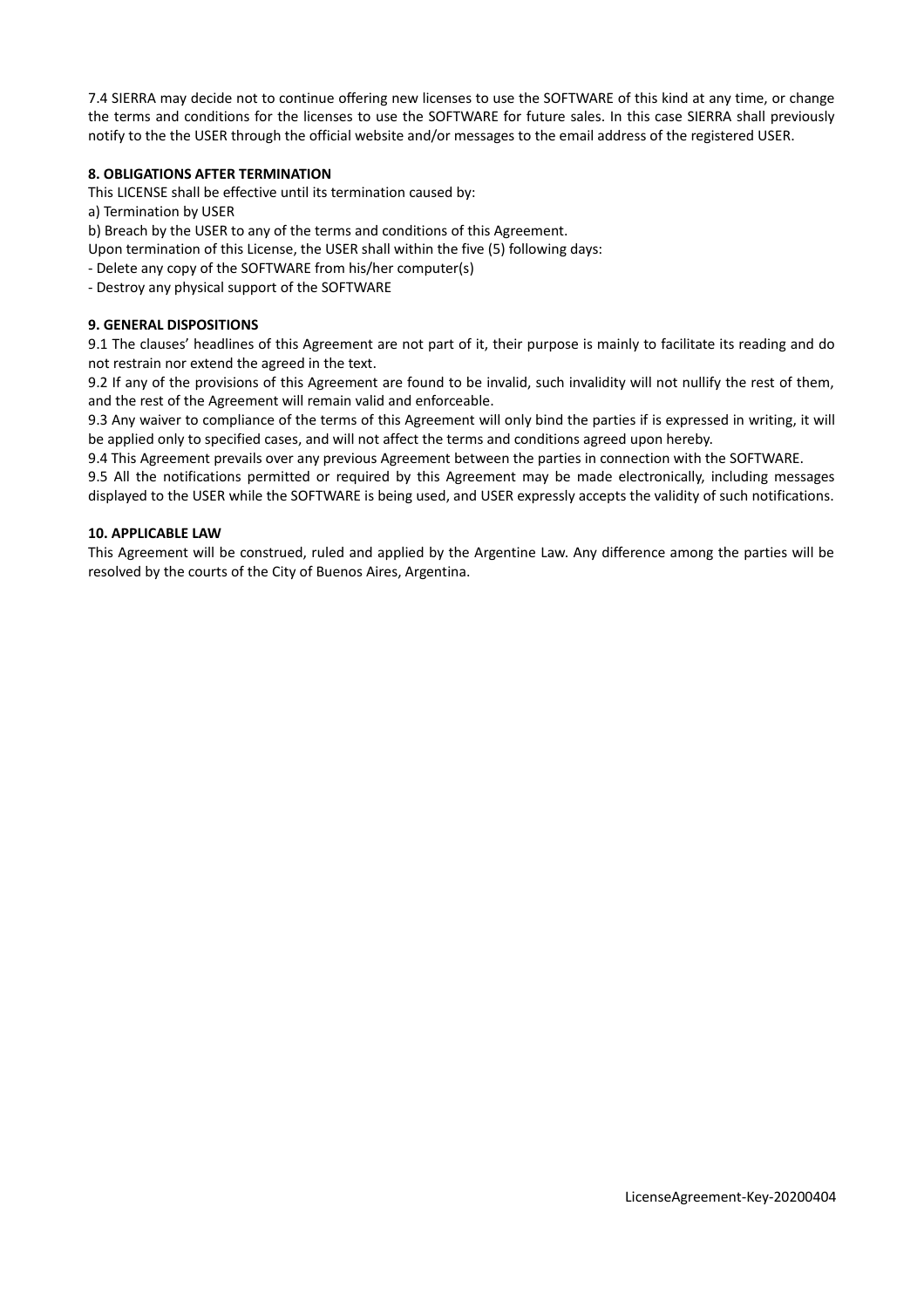7.4 SIERRA may decide not to continue offering new licenses to use the SOFTWARE of this kind at any time, or change the terms and conditions for the licenses to use the SOFTWARE for future sales. In this case SIERRA shall previously notify to the the USER through the official website and/or messages to the email address of the registered USER.

**8. OBLIGATIONS AFTER TERMINATION**

This LICENSE shall be effective until its termination caused by:

a) Termination by USER

b) Breach by the USER to any of the terms and conditions of this Agreement.

Upon termination of this License, the USER shall within the five (5) following days:

- Delete any copy of the SOFTWARE from his/her computer(s)
- Destroy any physical support of the SOFTWARE

**9. GENERAL DISPOSITIONS**

9.1 The clauses' headlines of this Agreement are not part of it, their purpose is mainly to facilitate its reading and do not restrain nor extend the agreed in the text.

9.2 If any of the provisions of this Agreement are found to be invalid, such invalidity will not nullify the rest of them, and the rest of the Agreement will remain valid and enforceable.

9.3 Any waiver to compliance of the terms of this Agreement will only bind the parties if is expressed in writing, it will be applied only to specified cases, and will not affect the terms and conditions agreed upon hereby.

9.4 This Agreement prevails over any previous Agreement between the parties in connection with the SOFTWARE.

9.5 All the notifications permitted or required by this Agreement may be made electronically, including messages displayed to the USER while the SOFTWARE is being used, and USER expressly accepts the validity of such notifications.

**10. APPLICABLE LAW**

This Agreement will be construed, ruled and applied by the Argentine Law. Any difference among the parties will be resolved by the courts of the City of Buenos Aires, Argentina.